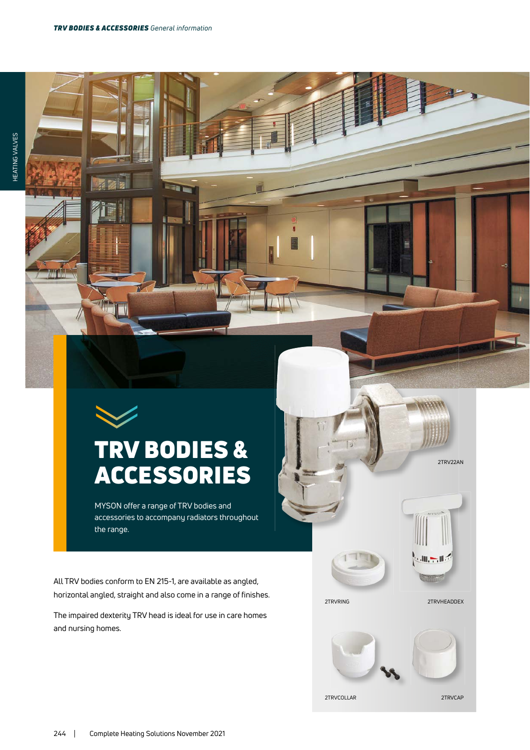# TRV BODIES & ACCESSORIES

MYSON offer a range of TRV bodies and accessories to accompany radiators throughout the range.

All TRV bodies conform to EN 215-1, are available as angled, horizontal angled, straight and also come in a range of finishes.

The impaired dexterity TRV head is ideal for use in care homes and nursing homes.

2TRV22AN

2TRVRING

2TRVHEADDEX

2TRVCOLLAR

2TRVCAP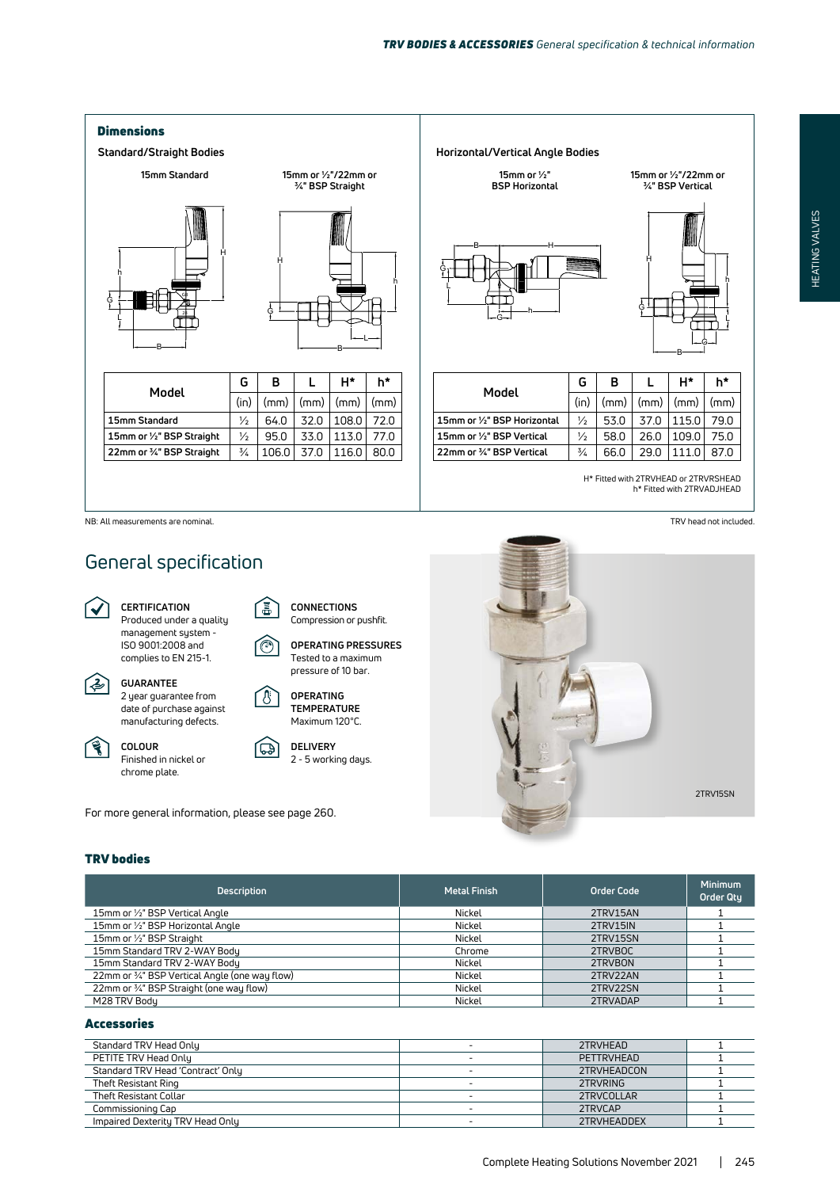## Dimensions

### Standard/Straight Bodies

15mm Standard

15mm or ½"/22mm or ¾" BSP Straight

| Model | G | B | L | H* | h* |
|---|---|---|---|---|---|
| | (in) | (mm) | (mm) | (mm) | (mm) |
| 15mm Standard | ½ | 64.0 | 32.0 | 108.0 | 72.0 |
| 15mm or ½" BSP Straight | ½ | 95.0 | 33.0 | 113.0 | 77.0 |
| 22mm or ¾" BSP Straight | ¾ | 106.0 | 37.0 | 116.0 | 80.0 |

### Horizontal/Vertical Angle Bodies

15mm or ½" BSP Horizontal

15mm or ½"/22mm or ¾" BSP Vertical

| Model | G | B | L | H* | h* |
|---|---|---|---|---|---|
| | (in) | (mm) | (mm) | (mm) | (mm) |
| 15mm or ½" BSP Horizontal | ½ | 53.0 | 37.0 | 115.0 | 79.0 |
| 15mm or ½" BSP Vertical | ½ | 58.0 | 26.0 | 109.0 | 75.0 |
| 22mm or ¾" BSP Vertical | ¾ | 66.0 | 29.0 | 111.0 | 87.0 |

H* Fitted with 2TRVHEAD or 2TRVRSHEAD
h* Fitted with 2TRVADJHEAD

NB: All measurements are nominal.

TRV head not included.

# General specification

**CERTIFICATION**
Produced under a quality management system - ISO 9001:2008 and complies to EN 215-1.

**GUARANTEE**
2 year guarantee from date of purchase against manufacturing defects.

**COLOUR**
Finished in nickel or chrome plate.

**CONNECTIONS**
Compression or pushfit.

**OPERATING PRESSURES**
Tested to a maximum pressure of 10 bar.

**OPERATING TEMPERATURE**
Maximum 120°C.

**DELIVERY**
2 - 5 working days.

For more general information, please see page 260.

2TRV15SN

## TRV bodies

| Description | Metal Finish | Order Code | Minimum Order Qty |
|---|---|---|---|
| 15mm or ½" BSP Vertical Angle | Nickel | 2TRV15AN | 1 |
| 15mm or ½" BSP Horizontal Angle | Nickel | 2TRV15IN | 1 |
| 15mm or ½" BSP Straight | Nickel | 2TRV15SN | 1 |
| 15mm Standard TRV 2-WAY Body | Chrome | 2TRVBOC | 1 |
| 15mm Standard TRV 2-WAY Body | Nickel | 2TRVBON | 1 |
| 22mm or ¾" BSP Vertical Angle (one way flow) | Nickel | 2TRV22AN | 1 |
| 22mm or ¾" BSP Straight (one way flow) | Nickel | 2TRV22SN | 1 |
| M28 TRV Body | Nickel | 2TRVADAP | 1 |

## Accessories

| | | | |
|---|---|---|---|
| Standard TRV Head Only | - | 2TRVHEAD | 1 |
| PETITE TRV Head Only | - | PETTRVHEAD | 1 |
| Standard TRV Head 'Contract' Only | - | 2TRVHEADCON | 1 |
| Theft Resistant Ring | - | 2TRVRING | 1 |
| Theft Resistant Collar | - | 2TRVCOLLAR | 1 |
| Commissioning Cap | - | 2TRVCAP | 1 |
| Impaired Dexterity TRV Head Only | - | 2TRVHEADDEX | 1 |